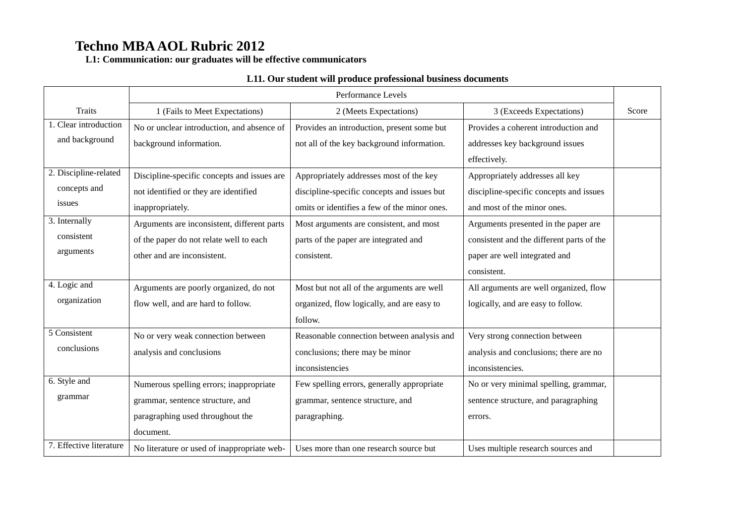# Techno MBA AOL Rubric 2012

**L1: Communication: our graduates will be effective communicators**

**L11. Our student will produce professional business documents**

| Traits | Performance Levels | | | Score |
|---|---|---|---|---|
| | 1 (Fails to Meet Expectations) | 2 (Meets Expectations) | 3 (Exceeds Expectations) | |
| 1. Clear introduction and background | No or unclear introduction, and absence of background information. | Provides an introduction, present some but not all of the key background information. | Provides a coherent introduction and addresses key background issues effectively. | |
| 2. Discipline-related concepts and issues | Discipline-specific concepts and issues are not identified or they are identified inappropriately. | Appropriately addresses most of the key discipline-specific concepts and issues but omits or identifies a few of the minor ones. | Appropriately addresses all key discipline-specific concepts and issues and most of the minor ones. | |
| 3. Internally consistent arguments | Arguments are inconsistent, different parts of the paper do not relate well to each other and are inconsistent. | Most arguments are consistent, and most parts of the paper are integrated and consistent. | Arguments presented in the paper are consistent and the different parts of the paper are well integrated and consistent. | |
| 4. Logic and organization | Arguments are poorly organized, do not flow well, and are hard to follow. | Most but not all of the arguments are well organized, flow logically, and are easy to follow. | All arguments are well organized, flow logically, and are easy to follow. | |
| 5 Consistent conclusions | No or very weak connection between analysis and conclusions | Reasonable connection between analysis and conclusions; there may be minor inconsistencies | Very strong connection between analysis and conclusions; there are no inconsistencies. | |
| 6. Style and grammar | Numerous spelling errors; inappropriate grammar, sentence structure, and paragraphing used throughout the document. | Few spelling errors, generally appropriate grammar, sentence structure, and paragraphing. | No or very minimal spelling, grammar, sentence structure, and paragraphing errors. | |
| 7. Effective literature | No literature or used of inappropriate web- | Uses more than one research source but | Uses multiple research sources and | |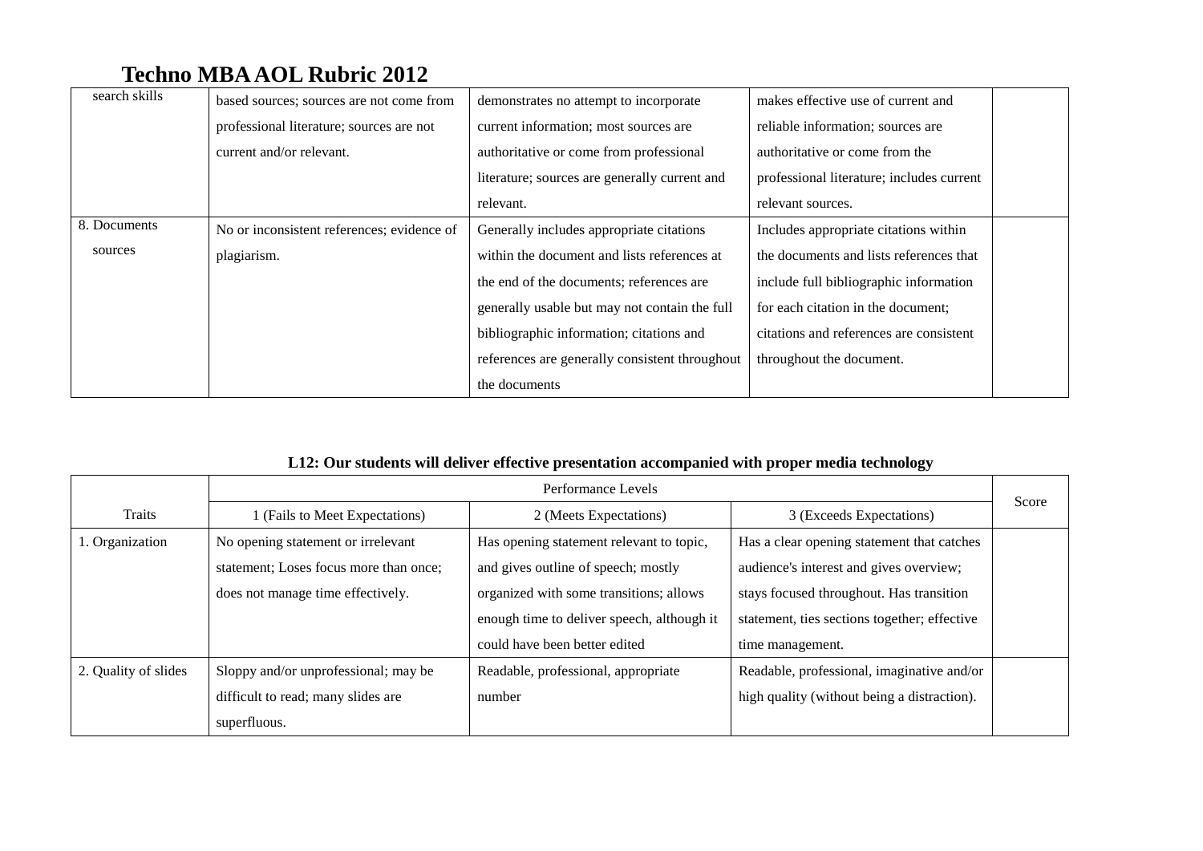# Techno MBA AOL Rubric 2012

| | | | | |
|---|---|---|---|---|
| search skills | based sources; sources are not come from professional literature; sources are not current and/or relevant. | demonstrates no attempt to incorporate current information; most sources are authoritative or come from professional literature; sources are generally current and relevant. | makes effective use of current and reliable information; sources are authoritative or come from the professional literature; includes current relevant sources. | |
| 8. Documents sources | No or inconsistent references; evidence of plagiarism. | Generally includes appropriate citations within the document and lists references at the end of the documents; references are generally usable but may not contain the full bibliographic information; citations and references are generally consistent throughout the documents | Includes appropriate citations within the documents and lists references that include full bibliographic information for each citation in the document; citations and references are consistent throughout the document. | |

**L12: Our students will deliver effective presentation accompanied with proper media technology**

| Traits | Performance Levels | | | Score |
|---|---|---|---|---|
| | 1 (Fails to Meet Expectations) | 2 (Meets Expectations) | 3 (Exceeds Expectations) | |
| 1. Organization | No opening statement or irrelevant statement; Loses focus more than once; does not manage time effectively. | Has opening statement relevant to topic, and gives outline of speech; mostly organized with some transitions; allows enough time to deliver speech, although it could have been better edited | Has a clear opening statement that catches audience's interest and gives overview; stays focused throughout. Has transition statement, ties sections together; effective time management. | |
| 2. Quality of slides | Sloppy and/or unprofessional; may be difficult to read; many slides are superfluous. | Readable, professional, appropriate number | Readable, professional, imaginative and/or high quality (without being a distraction). | |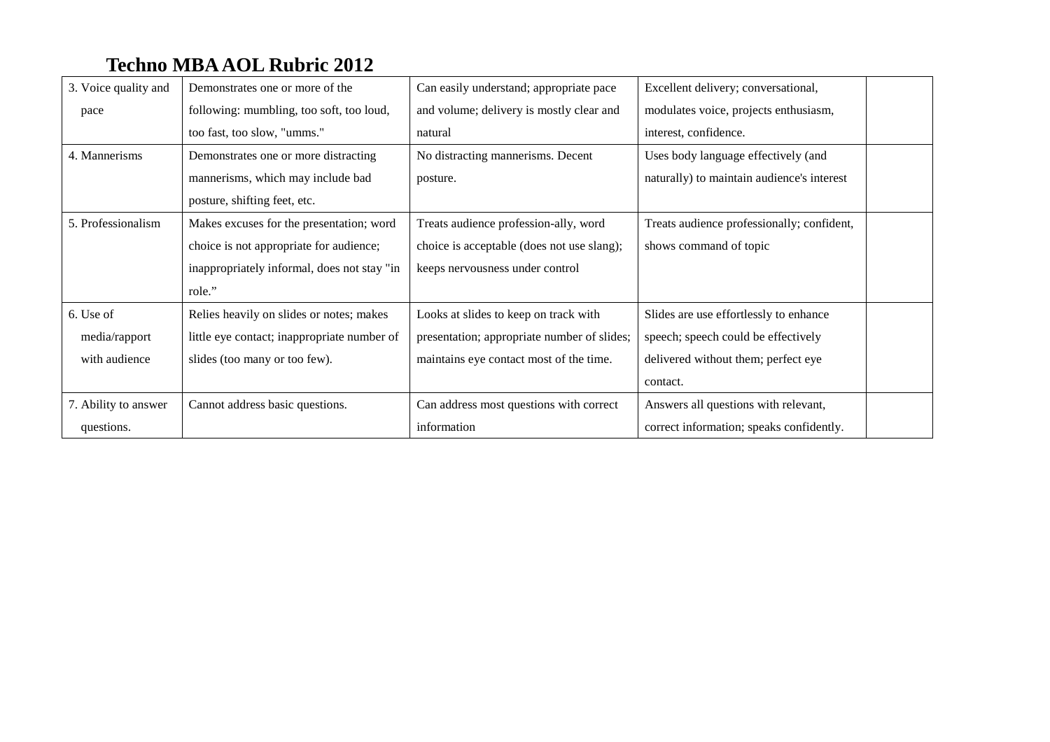# Techno MBA AOL Rubric 2012

| | | | | |
|---|---|---|---|---|
| 3. Voice quality and pace | Demonstrates one or more of the following: mumbling, too soft, too loud, too fast, too slow, "umms." | Can easily understand; appropriate pace and volume; delivery is mostly clear and natural | Excellent delivery; conversational, modulates voice, projects enthusiasm, interest, confidence. | |
| 4. Mannerisms | Demonstrates one or more distracting mannerisms, which may include bad posture, shifting feet, etc. | No distracting mannerisms. Decent posture. | Uses body language effectively (and naturally) to maintain audience's interest | |
| 5. Professionalism | Makes excuses for the presentation; word choice is not appropriate for audience; inappropriately informal, does not stay "in role." | Treats audience profession-ally, word choice is acceptable (does not use slang); keeps nervousness under control | Treats audience professionally; confident, shows command of topic | |
| 6. Use of media/rapport with audience | Relies heavily on slides or notes; makes little eye contact; inappropriate number of slides (too many or too few). | Looks at slides to keep on track with presentation; appropriate number of slides; maintains eye contact most of the time. | Slides are use effortlessly to enhance speech; speech could be effectively delivered without them; perfect eye contact. | |
| 7. Ability to answer questions. | Cannot address basic questions. | Can address most questions with correct information | Answers all questions with relevant, correct information; speaks confidently. | |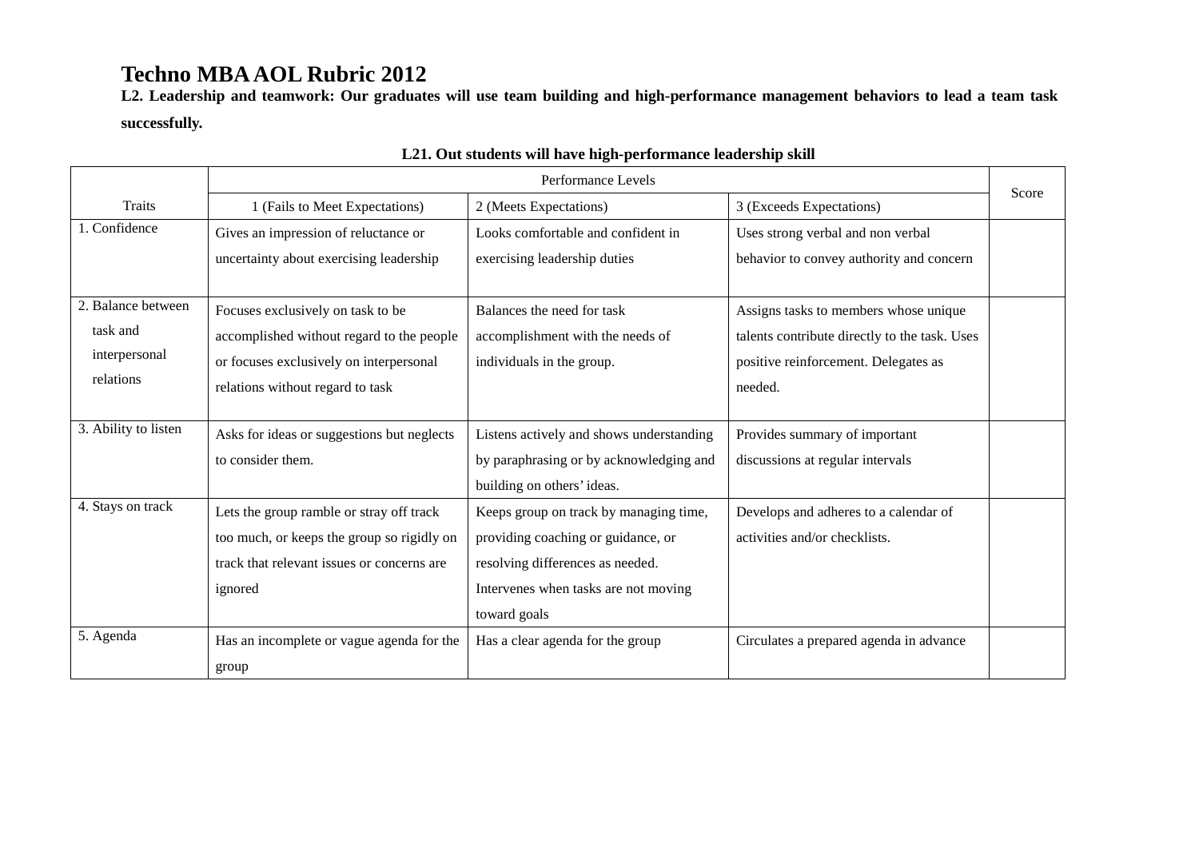# Techno MBA AOL Rubric 2012

**L2. Leadership and teamwork: Our graduates will use team building and high-performance management behaviors to lead a team task successfully.**

**L21. Out students will have high-performance leadership skill**

| Traits | Performance Levels | | | Score |
|---|---|---|---|---|
| | 1 (Fails to Meet Expectations) | 2 (Meets Expectations) | 3 (Exceeds Expectations) | |
| 1. Confidence | Gives an impression of reluctance or uncertainty about exercising leadership | Looks comfortable and confident in exercising leadership duties | Uses strong verbal and non verbal behavior to convey authority and concern | |
| 2. Balance between task and interpersonal relations | Focuses exclusively on task to be accomplished without regard to the people or focuses exclusively on interpersonal relations without regard to task | Balances the need for task accomplishment with the needs of individuals in the group. | Assigns tasks to members whose unique talents contribute directly to the task. Uses positive reinforcement. Delegates as needed. | |
| 3. Ability to listen | Asks for ideas or suggestions but neglects to consider them. | Listens actively and shows understanding by paraphrasing or by acknowledging and building on others' ideas. | Provides summary of important discussions at regular intervals | |
| 4. Stays on track | Lets the group ramble or stray off track too much, or keeps the group so rigidly on track that relevant issues or concerns are ignored | Keeps group on track by managing time, providing coaching or guidance, or resolving differences as needed. Intervenes when tasks are not moving toward goals | Develops and adheres to a calendar of activities and/or checklists. | |
| 5. Agenda | Has an incomplete or vague agenda for the group | Has a clear agenda for the group | Circulates a prepared agenda in advance | |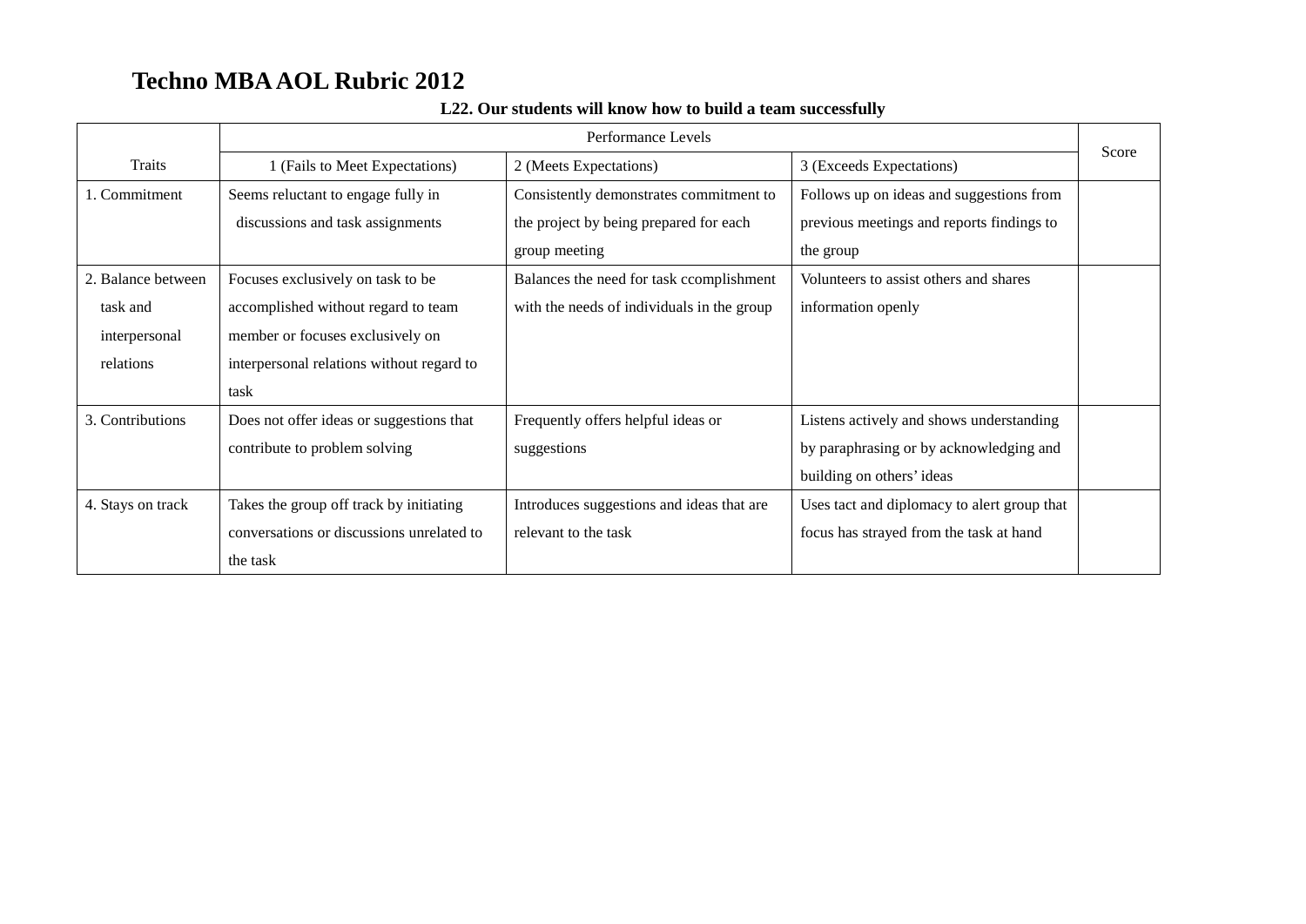# Techno MBA AOL Rubric 2012

**L22. Our students will know how to build a team successfully**

| Traits | Performance Levels | | | Score |
|---|---|---|---|---|
| | 1 (Fails to Meet Expectations) | 2 (Meets Expectations) | 3 (Exceeds Expectations) | |
| 1. Commitment | Seems reluctant to engage fully in discussions and task assignments | Consistently demonstrates commitment to the project by being prepared for each group meeting | Follows up on ideas and suggestions from previous meetings and reports findings to the group | |
| 2. Balance between task and interpersonal relations | Focuses exclusively on task to be accomplished without regard to team member or focuses exclusively on interpersonal relations without regard to task | Balances the need for task ccomplishment with the needs of individuals in the group | Volunteers to assist others and shares information openly | |
| 3. Contributions | Does not offer ideas or suggestions that contribute to problem solving | Frequently offers helpful ideas or suggestions | Listens actively and shows understanding by paraphrasing or by acknowledging and building on others' ideas | |
| 4. Stays on track | Takes the group off track by initiating conversations or discussions unrelated to the task | Introduces suggestions and ideas that are relevant to the task | Uses tact and diplomacy to alert group that focus has strayed from the task at hand | |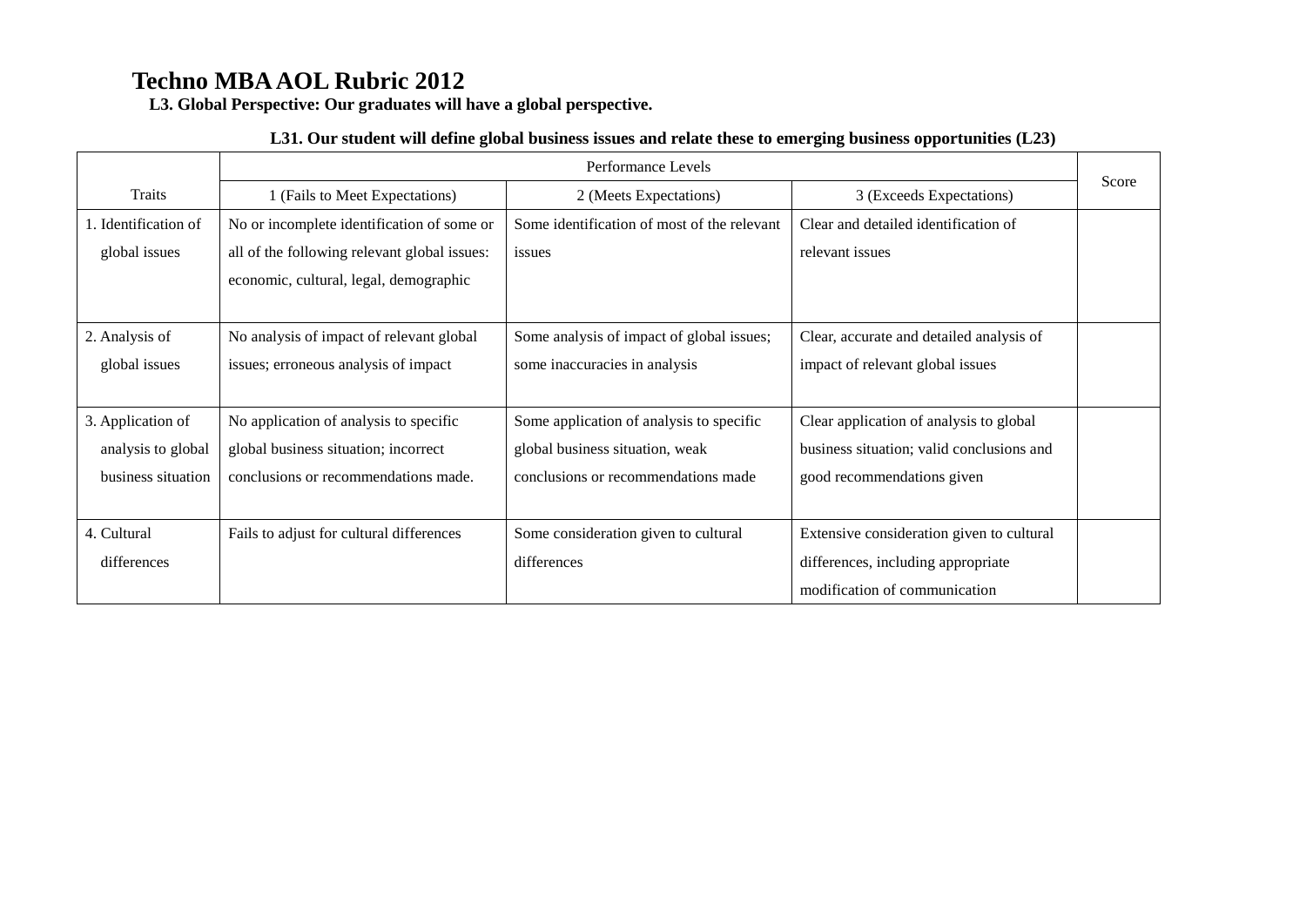# Techno MBA AOL Rubric 2012

**L3. Global Perspective: Our graduates will have a global perspective.**

**L31. Our student will define global business issues and relate these to emerging business opportunities (L23)**

| Traits | Performance Levels | | | Score |
|---|---|---|---|---|
| | 1 (Fails to Meet Expectations) | 2 (Meets Expectations) | 3 (Exceeds Expectations) | |
| 1. Identification of global issues | No or incomplete identification of some or all of the following relevant global issues: economic, cultural, legal, demographic | Some identification of most of the relevant issues | Clear and detailed identification of relevant issues | |
| 2. Analysis of global issues | No analysis of impact of relevant global issues; erroneous analysis of impact | Some analysis of impact of global issues; some inaccuracies in analysis | Clear, accurate and detailed analysis of impact of relevant global issues | |
| 3. Application of analysis to global business situation | No application of analysis to specific global business situation; incorrect conclusions or recommendations made. | Some application of analysis to specific global business situation, weak conclusions or recommendations made | Clear application of analysis to global business situation; valid conclusions and good recommendations given | |
| 4. Cultural differences | Fails to adjust for cultural differences | Some consideration given to cultural differences | Extensive consideration given to cultural differences, including appropriate modification of communication | |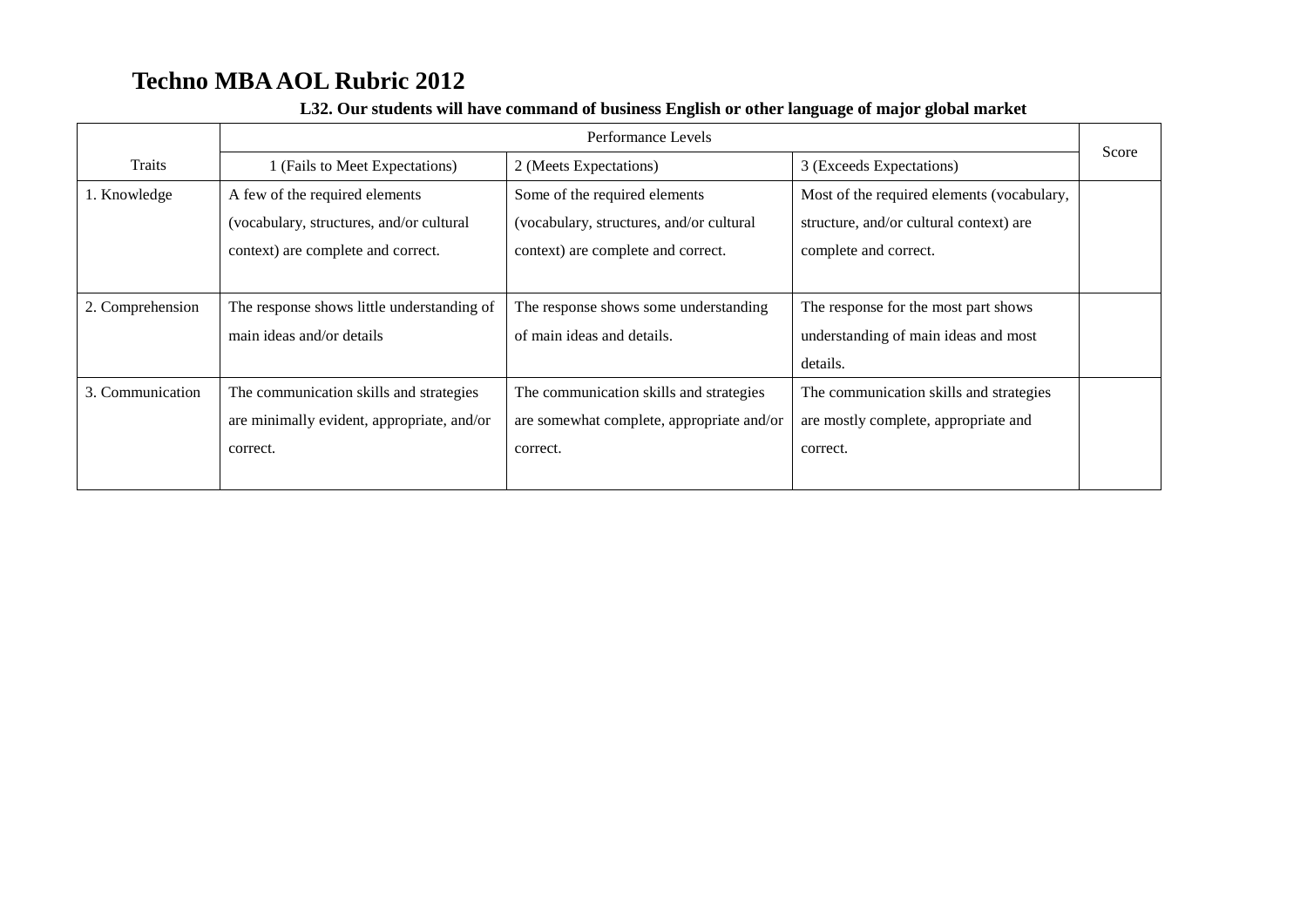# Techno MBA AOL Rubric 2012

**L32. Our students will have command of business English or other language of major global market**

| Traits | Performance Levels | | | Score |
|---|---|---|---|---|
| | 1 (Fails to Meet Expectations) | 2 (Meets Expectations) | 3 (Exceeds Expectations) | |
| 1. Knowledge | A few of the required elements (vocabulary, structures, and/or cultural context) are complete and correct. | Some of the required elements (vocabulary, structures, and/or cultural context) are complete and correct. | Most of the required elements (vocabulary, structure, and/or cultural context) are complete and correct. | |
| 2. Comprehension | The response shows little understanding of main ideas and/or details | The response shows some understanding of main ideas and details. | The response for the most part shows understanding of main ideas and most details. | |
| 3. Communication | The communication skills and strategies are minimally evident, appropriate, and/or correct. | The communication skills and strategies are somewhat complete, appropriate and/or correct. | The communication skills and strategies are mostly complete, appropriate and correct. | |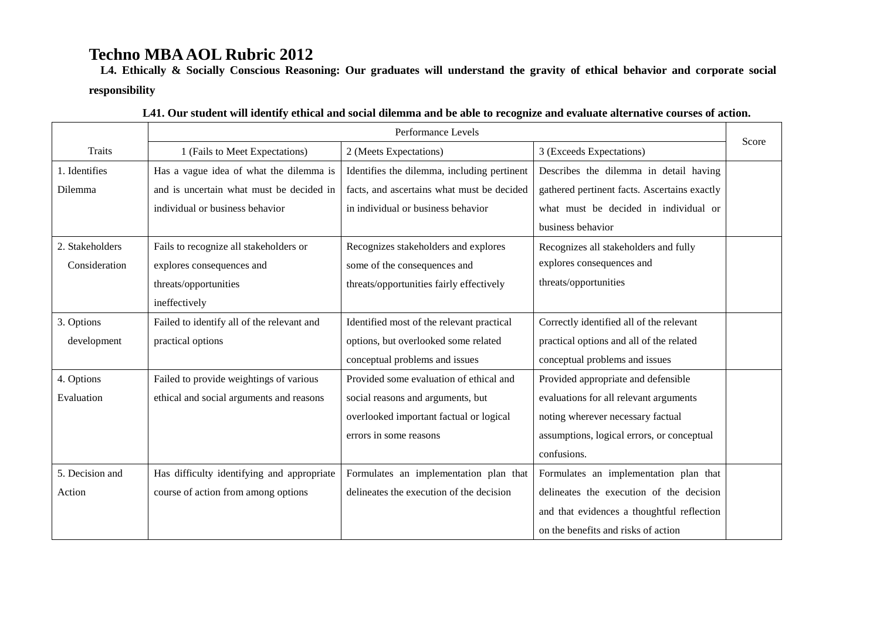# Techno MBA AOL Rubric 2012

**L4. Ethically & Socially Conscious Reasoning: Our graduates will understand the gravity of ethical behavior and corporate social responsibility**

**L41. Our student will identify ethical and social dilemma and be able to recognize and evaluate alternative courses of action.**

| Traits | Performance Levels | | | Score |
|---|---|---|---|---|
| | 1 (Fails to Meet Expectations) | 2 (Meets Expectations) | 3 (Exceeds Expectations) | |
| 1. Identifies Dilemma | Has a vague idea of what the dilemma is and is uncertain what must be decided in individual or business behavior | Identifies the dilemma, including pertinent facts, and ascertains what must be decided in individual or business behavior | Describes the dilemma in detail having gathered pertinent facts. Ascertains exactly what must be decided in individual or business behavior | |
| 2. Stakeholders Consideration | Fails to recognize all stakeholders or explores consequences and threats/opportunities ineffectively | Recognizes stakeholders and explores some of the consequences and threats/opportunities fairly effectively | Recognizes all stakeholders and fully explores consequences and threats/opportunities | |
| 3. Options development | Failed to identify all of the relevant and practical options | Identified most of the relevant practical options, but overlooked some related conceptual problems and issues | Correctly identified all of the relevant practical options and all of the related conceptual problems and issues | |
| 4. Options Evaluation | Failed to provide weightings of various ethical and social arguments and reasons | Provided some evaluation of ethical and social reasons and arguments, but overlooked important factual or logical errors in some reasons | Provided appropriate and defensible evaluations for all relevant arguments noting wherever necessary factual assumptions, logical errors, or conceptual confusions. | |
| 5. Decision and Action | Has difficulty identifying and appropriate course of action from among options | Formulates an implementation plan that delineates the execution of the decision | Formulates an implementation plan that delineates the execution of the decision and that evidences a thoughtful reflection on the benefits and risks of action | |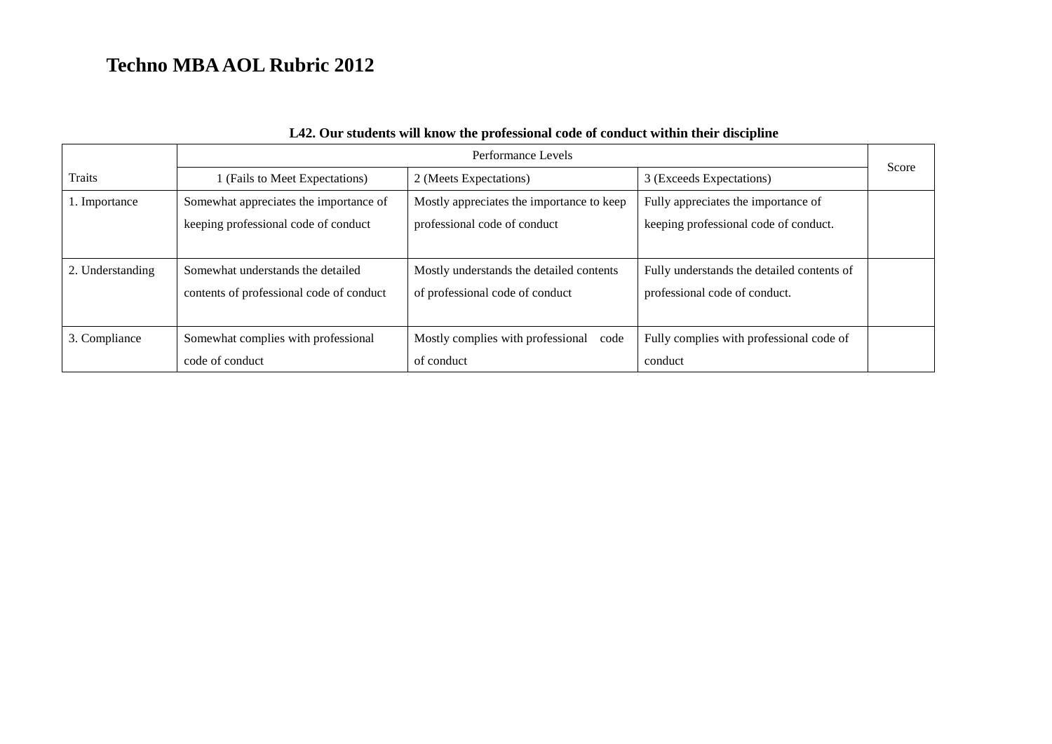# Techno MBA AOL Rubric 2012

**L42. Our students will know the professional code of conduct within their discipline**

| Traits | Performance Levels | | | Score |
|---|---|---|---|---|
| | 1 (Fails to Meet Expectations) | 2 (Meets Expectations) | 3 (Exceeds Expectations) | |
| 1. Importance | Somewhat appreciates the importance of keeping professional code of conduct | Mostly appreciates the importance to keep professional code of conduct | Fully appreciates the importance of keeping professional code of conduct. | |
| 2. Understanding | Somewhat understands the detailed contents of professional code of conduct | Mostly understands the detailed contents of professional code of conduct | Fully understands the detailed contents of professional code of conduct. | |
| 3. Compliance | Somewhat complies with professional code of conduct | Mostly complies with professional code of conduct | Fully complies with professional code of conduct | |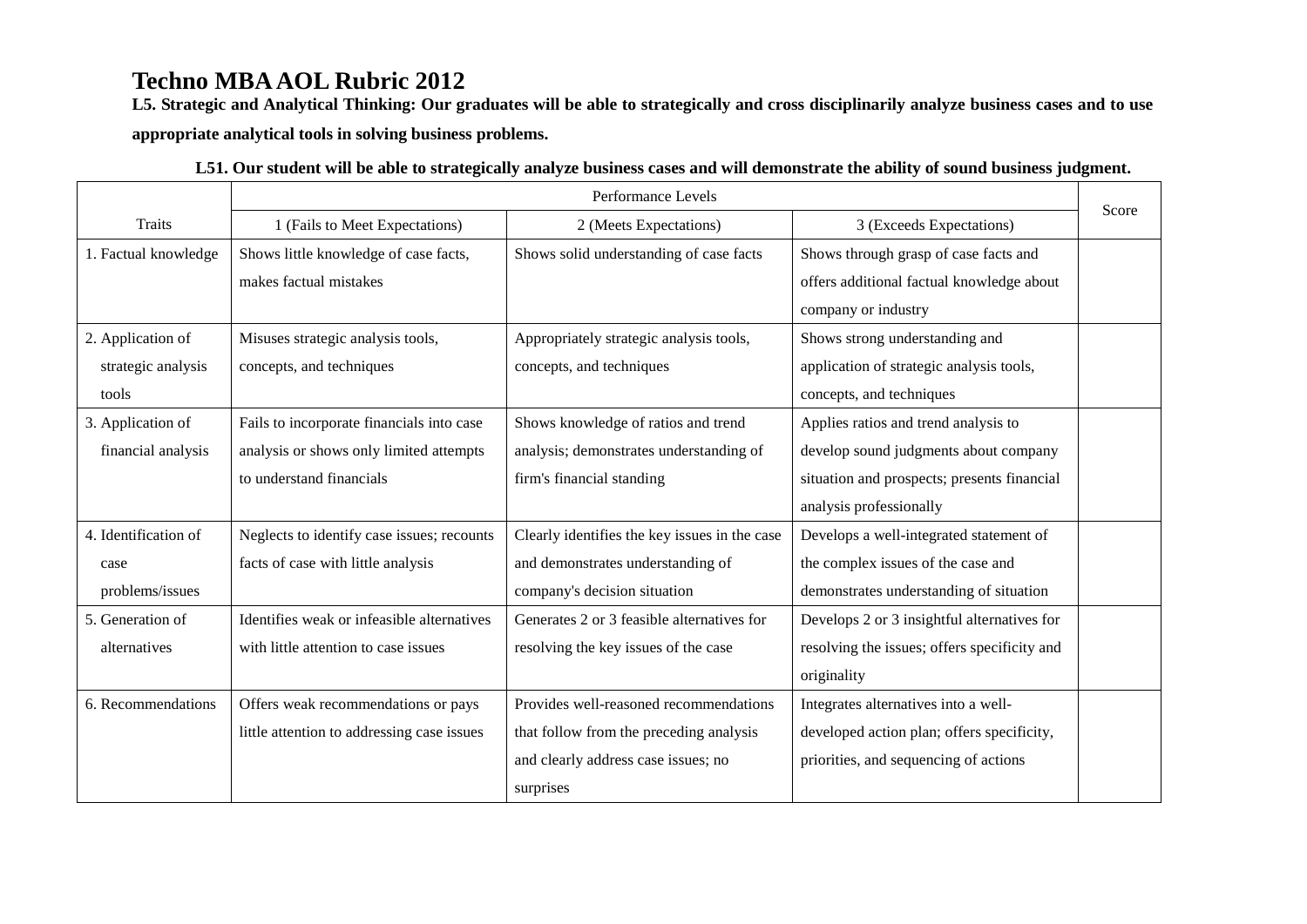# Techno MBA AOL Rubric 2012

**L5. Strategic and Analytical Thinking: Our graduates will be able to strategically and cross disciplinarily analyze business cases and to use appropriate analytical tools in solving business problems.**

**L51. Our student will be able to strategically analyze business cases and will demonstrate the ability of sound business judgment.**

| Traits | Performance Levels | | | Score |
|---|---|---|---|---|
| | 1 (Fails to Meet Expectations) | 2 (Meets Expectations) | 3 (Exceeds Expectations) | |
| 1. Factual knowledge | Shows little knowledge of case facts, makes factual mistakes | Shows solid understanding of case facts | Shows through grasp of case facts and offers additional factual knowledge about company or industry | |
| 2. Application of strategic analysis tools | Misuses strategic analysis tools, concepts, and techniques | Appropriately strategic analysis tools, concepts, and techniques | Shows strong understanding and application of strategic analysis tools, concepts, and techniques | |
| 3. Application of financial analysis | Fails to incorporate financials into case analysis or shows only limited attempts to understand financials | Shows knowledge of ratios and trend analysis; demonstrates understanding of firm's financial standing | Applies ratios and trend analysis to develop sound judgments about company situation and prospects; presents financial analysis professionally | |
| 4. Identification of case problems/issues | Neglects to identify case issues; recounts facts of case with little analysis | Clearly identifies the key issues in the case and demonstrates understanding of company's decision situation | Develops a well-integrated statement of the complex issues of the case and demonstrates understanding of situation | |
| 5. Generation of alternatives | Identifies weak or infeasible alternatives with little attention to case issues | Generates 2 or 3 feasible alternatives for resolving the key issues of the case | Develops 2 or 3 insightful alternatives for resolving the issues; offers specificity and originality | |
| 6. Recommendations | Offers weak recommendations or pays little attention to addressing case issues | Provides well-reasoned recommendations that follow from the preceding analysis and clearly address case issues; no surprises | Integrates alternatives into a well-developed action plan; offers specificity, priorities, and sequencing of actions | |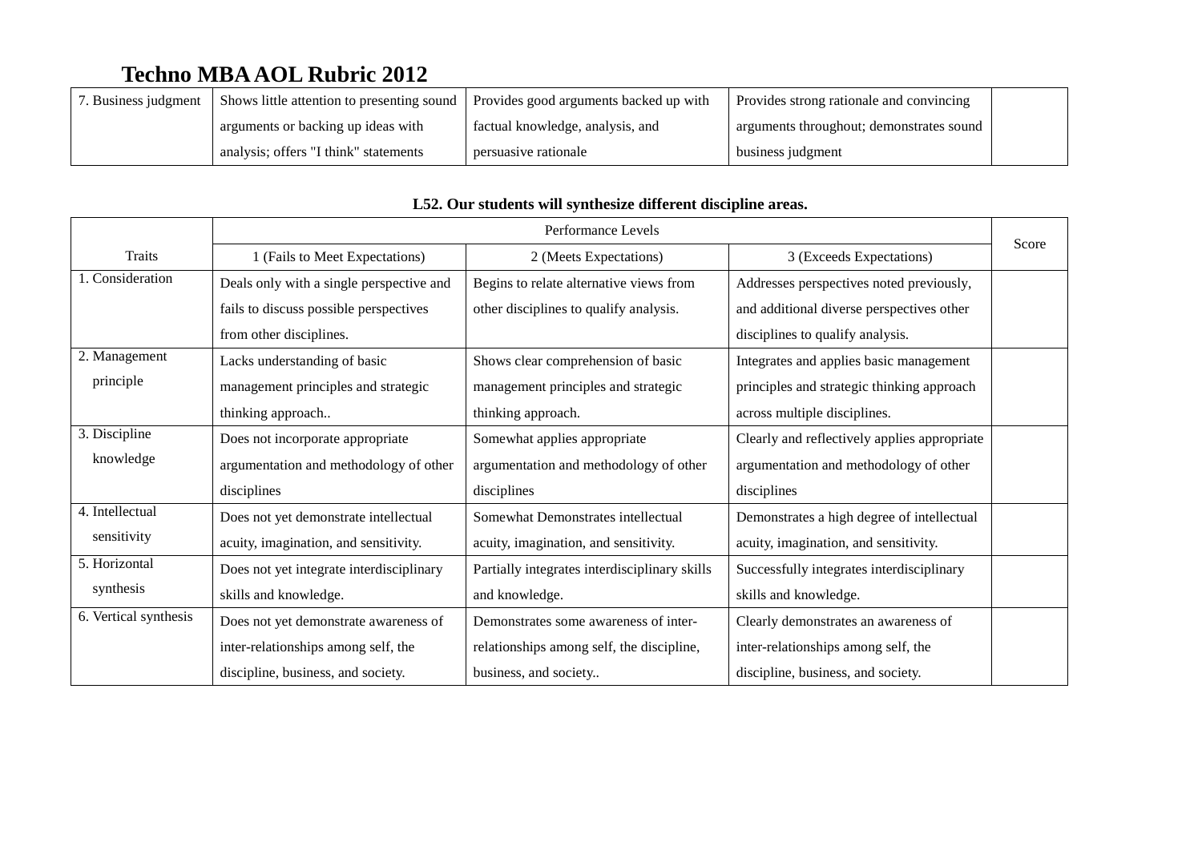# Techno MBA AOL Rubric 2012

| | | | | |
|---|---|---|---|---|
| 7. Business judgment | Shows little attention to presenting sound arguments or backing up ideas with analysis; offers "I think" statements | Provides good arguments backed up with factual knowledge, analysis, and persuasive rationale | Provides strong rationale and convincing arguments throughout; demonstrates sound business judgment | |

**L52. Our students will synthesize different discipline areas.**

| Traits | Performance Levels | | | Score |
|---|---|---|---|---|
| | 1 (Fails to Meet Expectations) | 2 (Meets Expectations) | 3 (Exceeds Expectations) | |
| 1. Consideration | Deals only with a single perspective and fails to discuss possible perspectives from other disciplines. | Begins to relate alternative views from other disciplines to qualify analysis. | Addresses perspectives noted previously, and additional diverse perspectives other disciplines to qualify analysis. | |
| 2. Management principle | Lacks understanding of basic management principles and strategic thinking approach.. | Shows clear comprehension of basic management principles and strategic thinking approach. | Integrates and applies basic management principles and strategic thinking approach across multiple disciplines. | |
| 3. Discipline knowledge | Does not incorporate appropriate argumentation and methodology of other disciplines | Somewhat applies appropriate argumentation and methodology of other disciplines | Clearly and reflectively applies appropriate argumentation and methodology of other disciplines | |
| 4. Intellectual sensitivity | Does not yet demonstrate intellectual acuity, imagination, and sensitivity. | Somewhat Demonstrates intellectual acuity, imagination, and sensitivity. | Demonstrates a high degree of intellectual acuity, imagination, and sensitivity. | |
| 5. Horizontal synthesis | Does not yet integrate interdisciplinary skills and knowledge. | Partially integrates interdisciplinary skills and knowledge. | Successfully integrates interdisciplinary skills and knowledge. | |
| 6. Vertical synthesis | Does not yet demonstrate awareness of inter-relationships among self, the discipline, business, and society. | Demonstrates some awareness of inter-relationships among self, the discipline, business, and society.. | Clearly demonstrates an awareness of inter-relationships among self, the discipline, business, and society. | |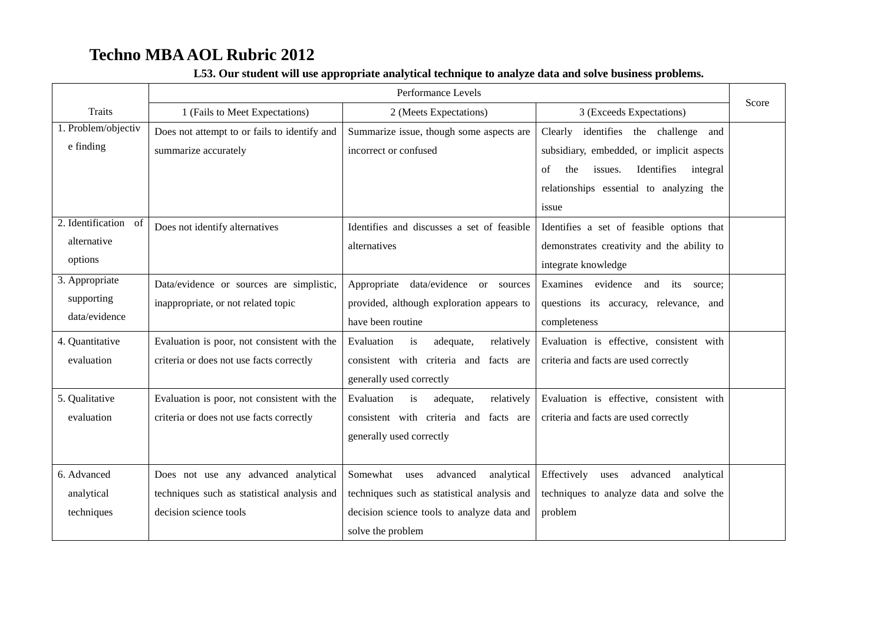## Techno MBA AOL Rubric 2012

**L53. Our student will use appropriate analytical technique to analyze data and solve business problems.**

| Traits | Performance Levels | | | Score |
|---|---|---|---|---|
| | 1 (Fails to Meet Expectations) | 2 (Meets Expectations) | 3 (Exceeds Expectations) | |
| 1. Problem/objective finding | Does not attempt to or fails to identify and summarize accurately | Summarize issue, though some aspects are incorrect or confused | Clearly identifies the challenge and subsidiary, embedded, or implicit aspects of the issues. Identifies integral relationships essential to analyzing the issue | |
| 2. Identification of alternative options | Does not identify alternatives | Identifies and discusses a set of feasible alternatives | Identifies a set of feasible options that demonstrates creativity and the ability to integrate knowledge | |
| 3. Appropriate supporting data/evidence | Data/evidence or sources are simplistic, inappropriate, or not related topic | Appropriate data/evidence or sources provided, although exploration appears to have been routine | Examines evidence and its source; questions its accuracy, relevance, and completeness | |
| 4. Quantitative evaluation | Evaluation is poor, not consistent with the criteria or does not use facts correctly | Evaluation is adequate, relatively consistent with criteria and facts are generally used correctly | Evaluation is effective, consistent with criteria and facts are used correctly | |
| 5. Qualitative evaluation | Evaluation is poor, not consistent with the criteria or does not use facts correctly | Evaluation is adequate, relatively consistent with criteria and facts are generally used correctly | Evaluation is effective, consistent with criteria and facts are used correctly | |
| 6. Advanced analytical techniques | Does not use any advanced analytical techniques such as statistical analysis and decision science tools | Somewhat uses advanced analytical techniques such as statistical analysis and decision science tools to analyze data and solve the problem | Effectively uses advanced analytical techniques to analyze data and solve the problem | |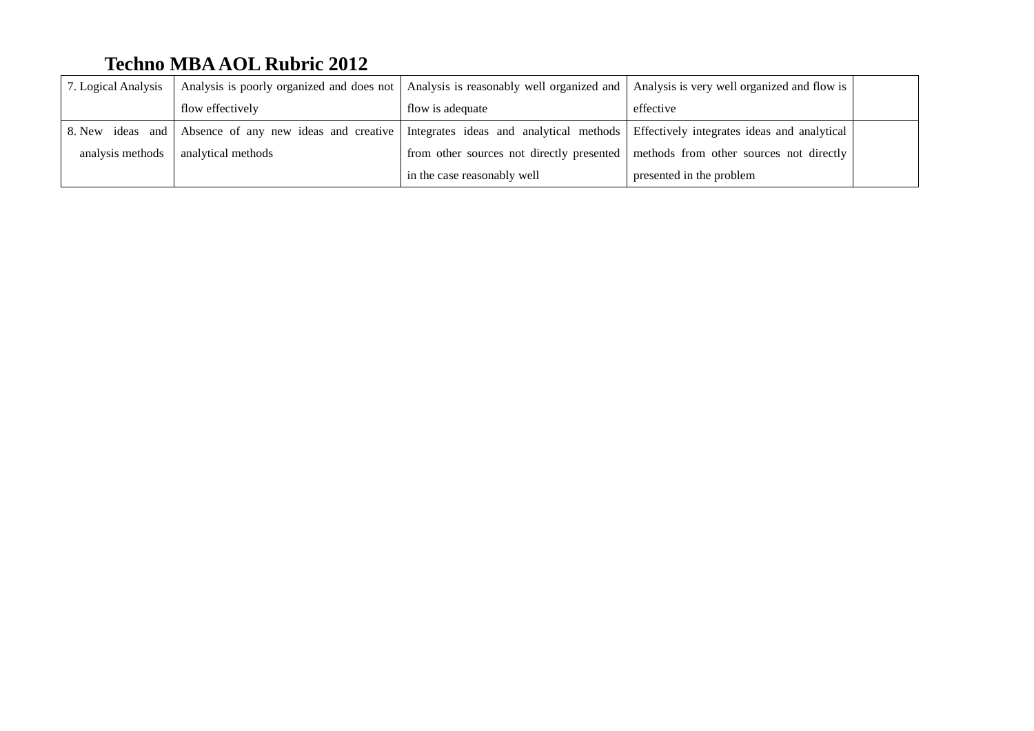# Techno MBA AOL Rubric 2012

| | | | | |
|---|---|---|---|---|
| 7. Logical Analysis | Analysis is poorly organized and does not flow effectively | Analysis is reasonably well organized and flow is adequate | Analysis is very well organized and flow is effective | |
| 8. New ideas and analysis methods | Absence of any new ideas and creative analytical methods | Integrates ideas and analytical methods from other sources not directly presented in the case reasonably well | Effectively integrates ideas and analytical methods from other sources not directly presented in the problem | |